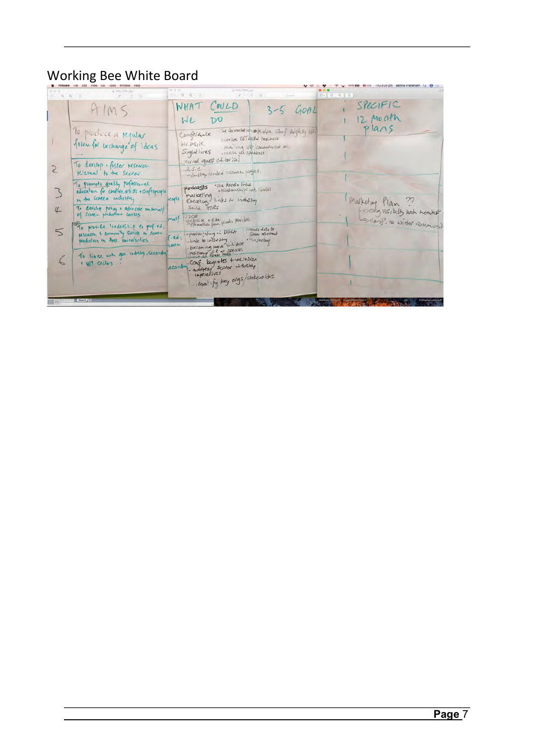# Working Bee White Board

| AIMS | WHAT COULD WE DO | 3-5 GOAL | SPECIFIC 12 Month plans |
|---|---|---|---|
| 1 To produce a regular forum for exchange of ideas | Conference – The Conversation · Make Conf highly visible · Involve VET sector teachers; Website – Mailing list / communication; Sightlines – Invite int. speakers; Journal guest editorial | | |
| 2 To develop & foster research relevant to the sector | R.S.C. – industry funded research project | | |
| 3 To promote quality professional education for creative artists & craftspeople in the screen industry | Podcasts – Use Aspera links · relationships with Guilds; Marketing; Creating links to industry; Build HDRs | | Marketing Plan ?? – org visibility with members – conf. to wider community |
| 4 To develop policy & advocate on behalf of screen production courses | DDCA; Website & SM; Information from private providers | | |
| 5 To provide leadership to prof. ed., research & community service in screen production in Aust. universities | Participating in DDCA · Produce data to show relevant; Link to industry · Marketing; Becoming more visible; Positioning of SP as special | | |
| 6 To liaise with govt. industry, secondary & VET sectors | Conf. keynotes & inclusion – address sector industry imperatives; Identify key orgs/stakeholders | | |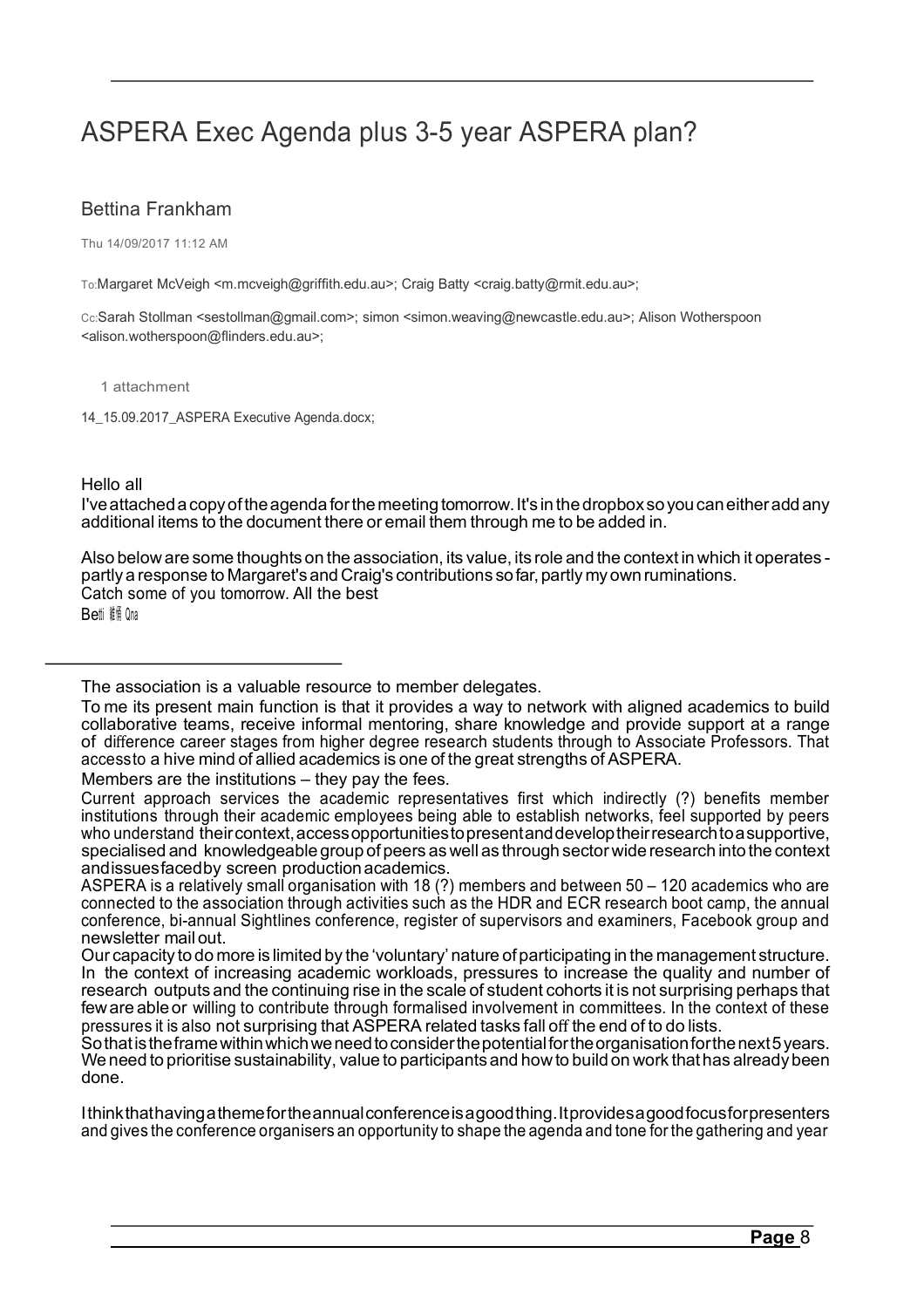# ASPERA Exec Agenda plus 3-5 year ASPERA plan?

Bettina Frankham

Thu 14/09/2017 11:12 AM

To:Margaret McVeigh <m.mcveigh@griffith.edu.au>; Craig Batty <craig.batty@rmit.edu.au>;

Cc:Sarah Stollman <sestollman@gmail.com>; simon <simon.weaving@newcastle.edu.au>; Alison Wotherspoon <alison.wotherspoon@flinders.edu.au>;

1 attachment

14_15.09.2017_ASPERA Executive Agenda.docx;

Hello all

I've attached a copy of the agenda for the meeting tomorrow. It's in the dropbox so you can either add any additional items to the document there or email them through me to be added in.

Also below are some thoughts on the association, its value, its role and the context in which it operates - partly a response to Margaret's and Craig's contributions so far, partly my own ruminations.

Catch some of you tomorrow. All the best

Betti 楼稿 Qna

---

The association is a valuable resource to member delegates.

To me its present main function is that it provides a way to network with aligned academics to build collaborative teams, receive informal mentoring, share knowledge and provide support at a range of difference career stages from higher degree research students through to Associate Professors. That access to a hive mind of allied academics is one of the great strengths of ASPERA.

Members are the institutions – they pay the fees.

Current approach services the academic representatives first which indirectly (?) benefits member institutions through their academic employees being able to establish networks, feel supported by peers who understand their context, access opportunities to present and develop their research to a supportive, specialised and knowledgeable group of peers as well as through sector wide research into the context and issues faced by screen production academics.

ASPERA is a relatively small organisation with 18 (?) members and between 50 – 120 academics who are connected to the association through activities such as the HDR and ECR research boot camp, the annual conference, bi-annual Sightlines conference, register of supervisors and examiners, Facebook group and newsletter mail out.

Our capacity to do more is limited by the 'voluntary' nature of participating in the management structure. In the context of increasing academic workloads, pressures to increase the quality and number of research outputs and the continuing rise in the scale of student cohorts it is not surprising perhaps that few are able or willing to contribute through formalised involvement in committees. In the context of these pressures it is also not surprising that ASPERA related tasks fall off the end of to do lists.

So that is the frame within which we need to consider the potential for the organisation for the next 5 years. We need to prioritise sustainability, value to participants and how to build on work that has already been done.

I think that having a theme for the annual conference is a good thing. It provides a good focus for presenters and gives the conference organisers an opportunity to shape the agenda and tone for the gathering and year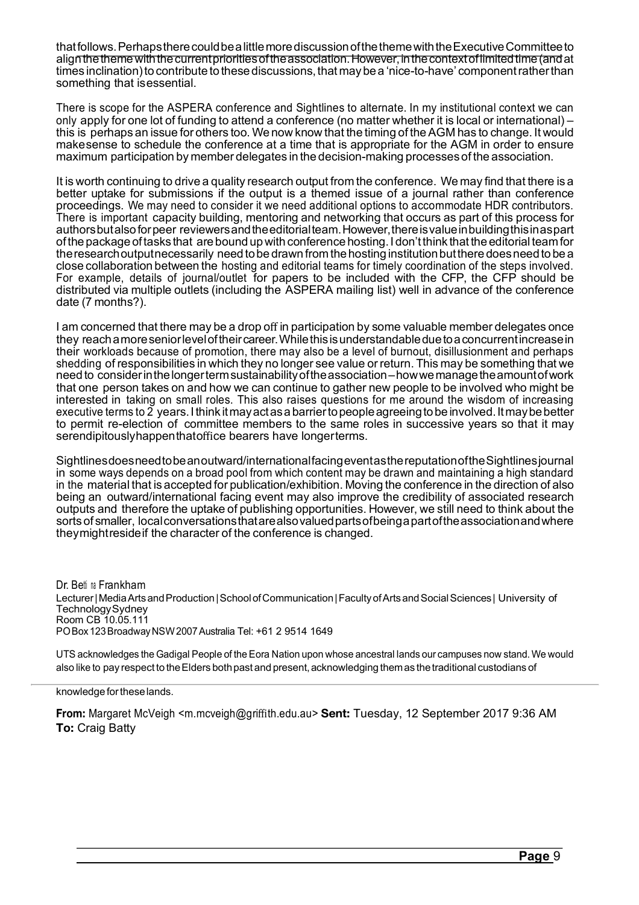that follows. Perhaps there could be a little more discussion of the theme with the Executive Committee to align the theme with the current priorities of the association. However, in the context of limited time (and at times inclination) to contribute to these discussions, that may be a 'nice-to-have' component rather than something that is essential.

There is scope for the ASPERA conference and Sightlines to alternate. In my institutional context we can only apply for one lot of funding to attend a conference (no matter whether it is local or international) – this is perhaps an issue for others too. We now know that the timing of the AGM has to change. It would make sense to schedule the conference at a time that is appropriate for the AGM in order to ensure maximum participation by member delegates in the decision-making processes of the association.

It is worth continuing to drive a quality research output from the conference. We may find that there is a better uptake for submissions if the output is a themed issue of a journal rather than conference proceedings. We may need to consider it we need additional options to accommodate HDR contributors. There is important capacity building, mentoring and networking that occurs as part of this process for authors but also for peer reviewers and the editorial team. However, there is value in building this in as part of the package of tasks that are bound up with conference hosting. I don't think that the editorial team for the research output necessarily need to be drawn from the hosting institution but there does need to be a close collaboration between the hosting and editorial teams for timely coordination of the steps involved. For example, details of journal/outlet for papers to be included with the CFP, the CFP should be distributed via multiple outlets (including the ASPERA mailing list) well in advance of the conference date (7 months?).

I am concerned that there may be a drop off in participation by some valuable member delegates once they reach a more senior level of their career. While this is understandable due to a concurrent increase in their workloads because of promotion, there may also be a level of burnout, disillusionment and perhaps shedding of responsibilities in which they no longer see value or return. This may be something that we need to consider in the longer term sustainability of the association – how we manage the amount of work that one person takes on and how we can continue to gather new people to be involved who might be interested in taking on small roles. This also raises questions for me around the wisdom of increasing executive terms to 2 years. I think it may act as a barrier to people agreeing to be involved. It may be better to permit re-election of committee members to the same roles in successive years so that it may serendipitously happen that office bearers have longer terms.

Sightlines does need to be an outward/international facing event as the reputation of the Sightlines journal in some ways depends on a broad pool from which content may be drawn and maintaining a high standard in the material that is accepted for publication/exhibition. Moving the conference in the direction of also being an outward/international facing event may also improve the credibility of associated research outputs and therefore the uptake of publishing opportunities. However, we still need to think about the sorts of smaller, local conversations that are also valued parts of being a part of the association and where they might reside if the character of the conference is changed.

Dr. Bettina Frankham
Lecturer | Media Arts and Production | School of Communication | Faculty of Arts and Social Sciences | University of Technology Sydney
Room CB 10.05.111
PO Box 123 Broadway NSW 2007 Australia Tel: +61 2 9514 1649

UTS acknowledges the Gadigal People of the Eora Nation upon whose ancestral lands our campuses now stand. We would also like to pay respect to the Elders both past and present, acknowledging them as the traditional custodians of knowledge for these lands.

**From:** Margaret McVeigh <m.mcveigh@griffith.edu.au> **Sent:** Tuesday, 12 September 2017 9:36 AM
**To:** Craig Batty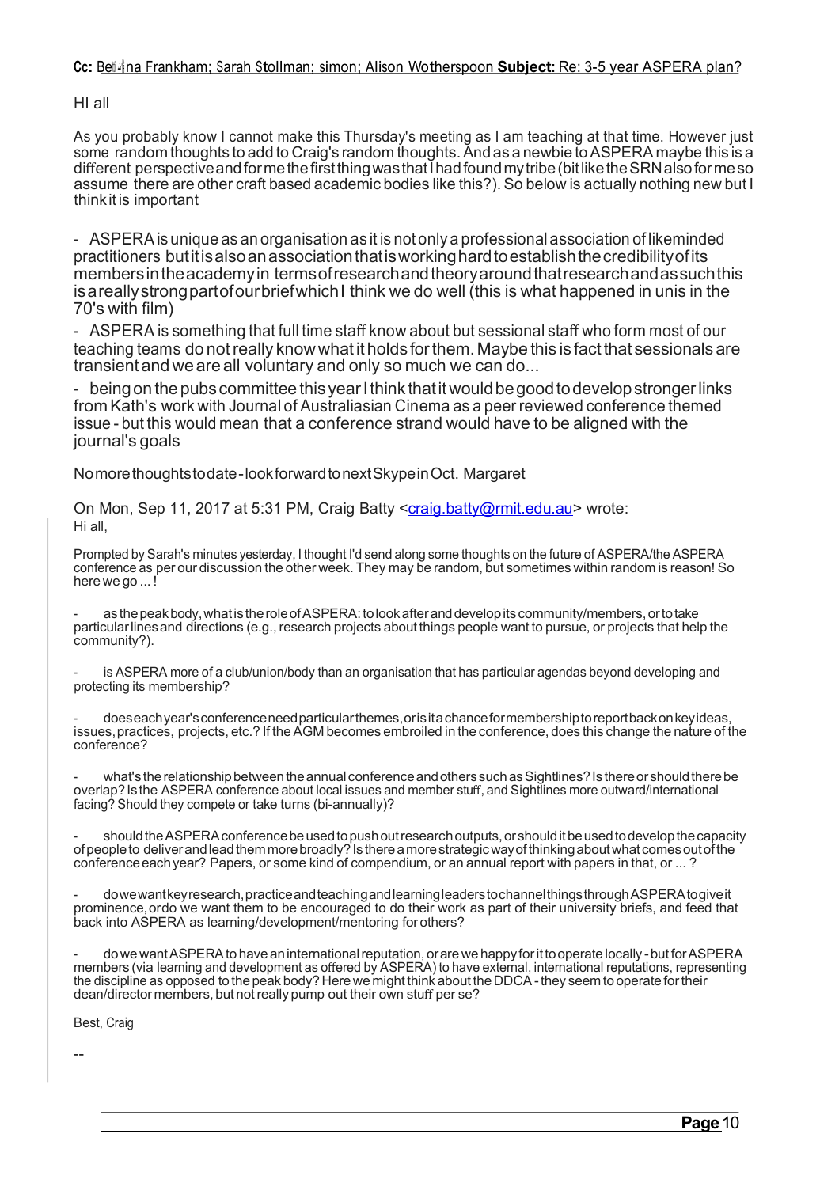**Cc:** Bettina Frankham; Sarah Stollman; simon; Alison Wotherspoon **Subject:** Re: 3-5 year ASPERA plan?

HI all

As you probably know I cannot make this Thursday's meeting as I am teaching at that time. However just some random thoughts to add to Craig's random thoughts. And as a newbie to ASPERA maybe this is a different perspective and for me the first thing was that I had found my tribe (bit like the SRN also for me so assume there are other craft based academic bodies like this?). So below is actually nothing new but I think it is important

- ASPERA is unique as an organisation as it is not only a professional association of likeminded practitioners but it is also an association that is working hard to establish the credibility of its members in the academy in terms of research and theory around that research and as such this is a really strong part of our brief which I think we do well (this is what happened in unis in the 70's with film)
- ASPERA is something that full time staff know about but sessional staff who form most of our teaching teams do not really know what it holds for them. Maybe this is fact that sessionals are transient and we are all voluntary and only so much we can do...
- being on the pubs committee this year I think that it would be good to develop stronger links from Kath's work with Journal of Australiasian Cinema as a peer reviewed conference themed issue - but this would mean that a conference strand would have to be aligned with the journal's goals

No more thoughts to date - look forward to next Skype in Oct. Margaret

On Mon, Sep 11, 2017 at 5:31 PM, Craig Batty <craig.batty@rmit.edu.au> wrote:
Hi all,

Prompted by Sarah's minutes yesterday, I thought I'd send along some thoughts on the future of ASPERA/the ASPERA conference as per our discussion the other week. They may be random, but sometimes within random is reason! So here we go ... !

- as the peak body, what is the role of ASPERA: to look after and develop its community/members, or to take particular lines and directions (e.g., research projects about things people want to pursue, or projects that help the community?).
- is ASPERA more of a club/union/body than an organisation that has particular agendas beyond developing and protecting its membership?
- does each year's conference need particular themes, or is it a chance for membership to report back on key ideas, issues, practices, projects, etc.? If the AGM becomes embroiled in the conference, does this change the nature of the conference?
- what's the relationship between the annual conference and others such as Sightlines? Is there or should there be overlap? Is the ASPERA conference about local issues and member stuff, and Sightlines more outward/international facing? Should they compete or take turns (bi-annually)?
- should the ASPERA conference be used to push out research outputs, or should it be used to develop the capacity of people to deliver and lead them more broadly? Is there a more strategic way of thinking about what comes out of the conference each year? Papers, or some kind of compendium, or an annual report with papers in that, or ... ?
- do we want key research, practice and teaching and learning leaders to channel things through ASPERA to give it prominence, or do we want them to be encouraged to do their work as part of their university briefs, and feed that back into ASPERA as learning/development/mentoring for others?
- do we want ASPERA to have an international reputation, or are we happy for it to operate locally - but for ASPERA members (via learning and development as offered by ASPERA) to have external, international reputations, representing the discipline as opposed to the peak body? Here we might think about the DDCA - they seem to operate for their dean/director members, but not really pump out their own stuff per se?

Best, Craig

--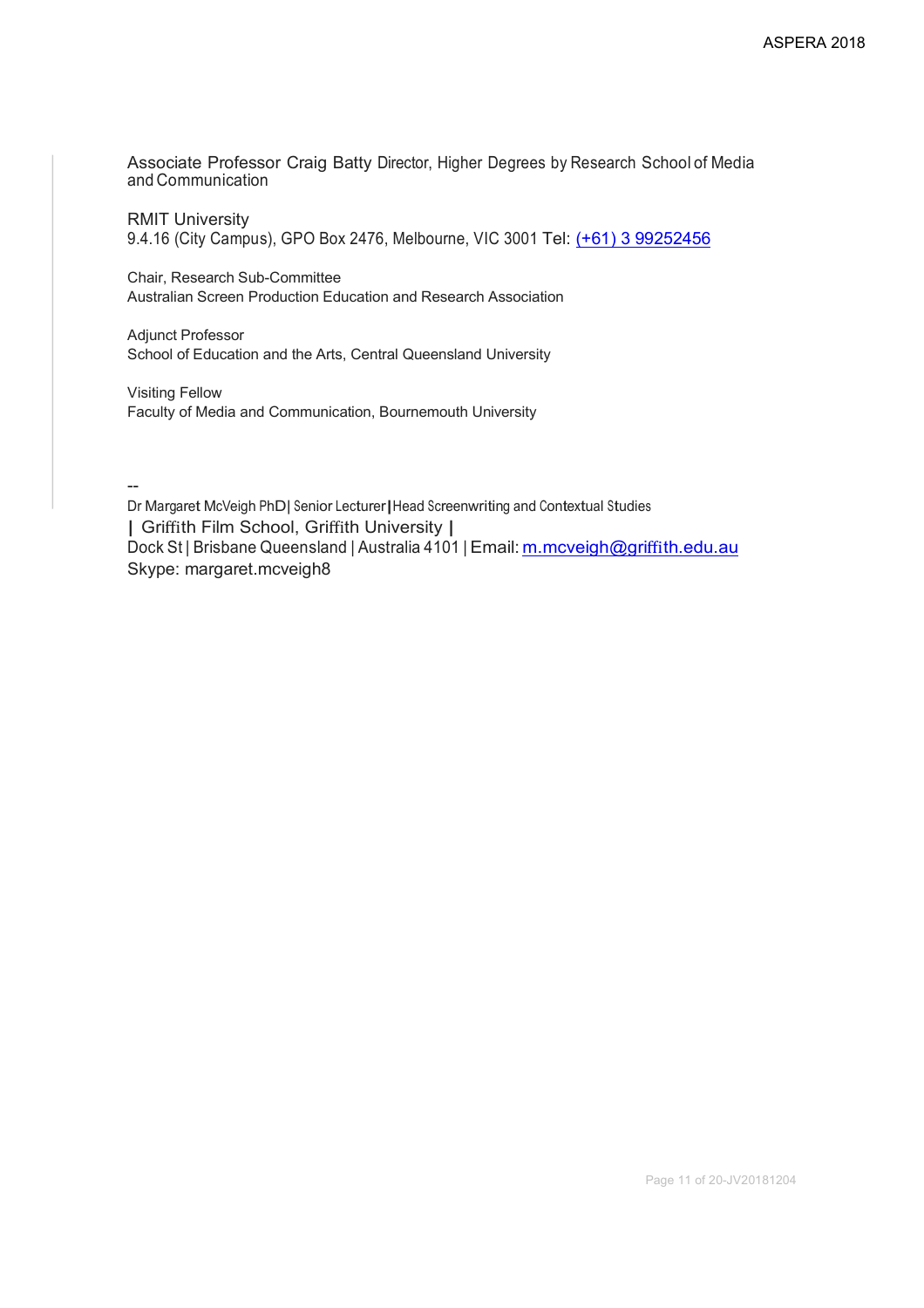Associate Professor Craig Batty Director, Higher Degrees by Research School of Media and Communication

RMIT University
9.4.16 (City Campus), GPO Box 2476, Melbourne, VIC 3001 Tel: (+61) 3 99252456

Chair, Research Sub-Committee
Australian Screen Production Education and Research Association

Adjunct Professor
School of Education and the Arts, Central Queensland University

Visiting Fellow
Faculty of Media and Communication, Bournemouth University

--
Dr Margaret McVeigh PhD| Senior Lecturer|Head Screenwriting and Contextual Studies
| Griffith Film School, Griffith University |
Dock St | Brisbane Queensland | Australia 4101 | Email: m.mcveigh@griffith.edu.au
Skype: margaret.mcveigh8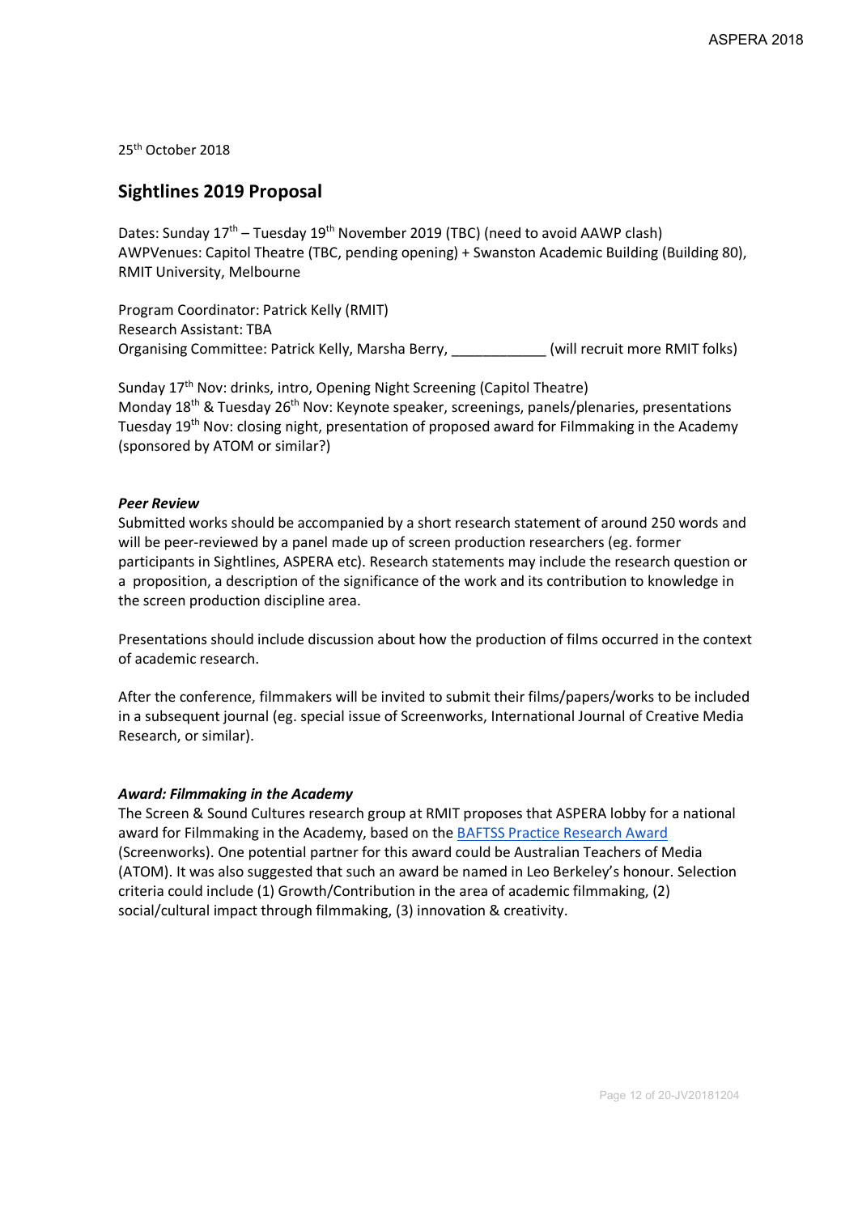25th October 2018

## Sightlines 2019 Proposal

Dates: Sunday 17th – Tuesday 19th November 2019 (TBC) (need to avoid AAWP clash)
AWPVenues: Capitol Theatre (TBC, pending opening) + Swanston Academic Building (Building 80), RMIT University, Melbourne

Program Coordinator: Patrick Kelly (RMIT)
Research Assistant: TBA
Organising Committee: Patrick Kelly, Marsha Berry, ____________ (will recruit more RMIT folks)

Sunday 17th Nov: drinks, intro, Opening Night Screening (Capitol Theatre)
Monday 18th & Tuesday 26th Nov: Keynote speaker, screenings, panels/plenaries, presentations
Tuesday 19th Nov: closing night, presentation of proposed award for Filmmaking in the Academy (sponsored by ATOM or similar?)

### *Peer Review*

Submitted works should be accompanied by a short research statement of around 250 words and will be peer-reviewed by a panel made up of screen production researchers (eg. former participants in Sightlines, ASPERA etc). Research statements may include the research question or a proposition, a description of the significance of the work and its contribution to knowledge in the screen production discipline area.

Presentations should include discussion about how the production of films occurred in the context of academic research.

After the conference, filmmakers will be invited to submit their films/papers/works to be included in a subsequent journal (eg. special issue of Screenworks, International Journal of Creative Media Research, or similar).

### *Award: Filmmaking in the Academy*

The Screen & Sound Cultures research group at RMIT proposes that ASPERA lobby for a national award for Filmmaking in the Academy, based on the BAFTSS Practice Research Award (Screenworks). One potential partner for this award could be Australian Teachers of Media (ATOM). It was also suggested that such an award be named in Leo Berkeley's honour. Selection criteria could include (1) Growth/Contribution in the area of academic filmmaking, (2) social/cultural impact through filmmaking, (3) innovation & creativity.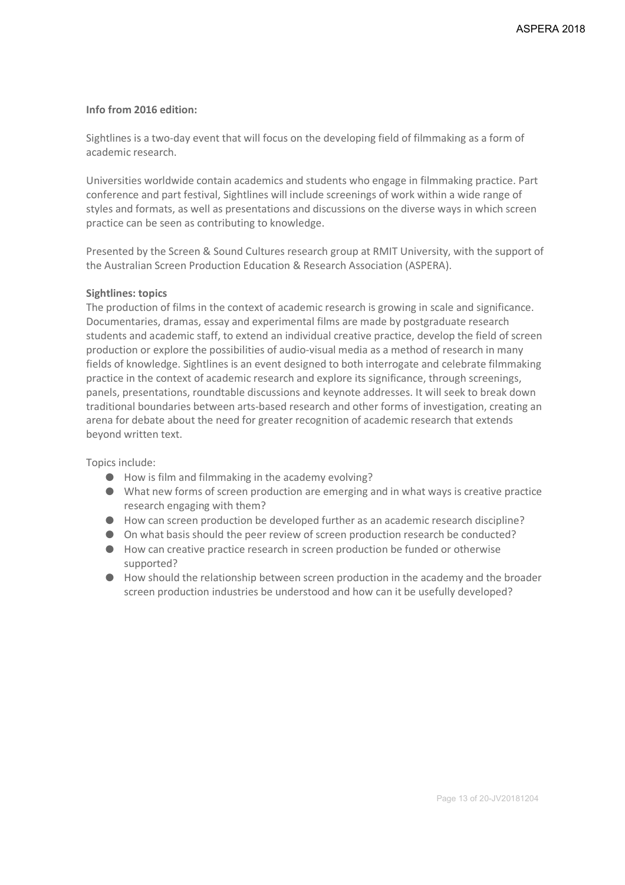**Info from 2016 edition:**

Sightlines is a two-day event that will focus on the developing field of filmmaking as a form of academic research.

Universities worldwide contain academics and students who engage in filmmaking practice. Part conference and part festival, Sightlines will include screenings of work within a wide range of styles and formats, as well as presentations and discussions on the diverse ways in which screen practice can be seen as contributing to knowledge.

Presented by the Screen & Sound Cultures research group at RMIT University, with the support of the Australian Screen Production Education & Research Association (ASPERA).

**Sightlines: topics**

The production of films in the context of academic research is growing in scale and significance. Documentaries, dramas, essay and experimental films are made by postgraduate research students and academic staff, to extend an individual creative practice, develop the field of screen production or explore the possibilities of audio-visual media as a method of research in many fields of knowledge. Sightlines is an event designed to both interrogate and celebrate filmmaking practice in the context of academic research and explore its significance, through screenings, panels, presentations, roundtable discussions and keynote addresses. It will seek to break down traditional boundaries between arts-based research and other forms of investigation, creating an arena for debate about the need for greater recognition of academic research that extends beyond written text.

Topics include:

- How is film and filmmaking in the academy evolving?
- What new forms of screen production are emerging and in what ways is creative practice research engaging with them?
- How can screen production be developed further as an academic research discipline?
- On what basis should the peer review of screen production research be conducted?
- How can creative practice research in screen production be funded or otherwise supported?
- How should the relationship between screen production in the academy and the broader screen production industries be understood and how can it be usefully developed?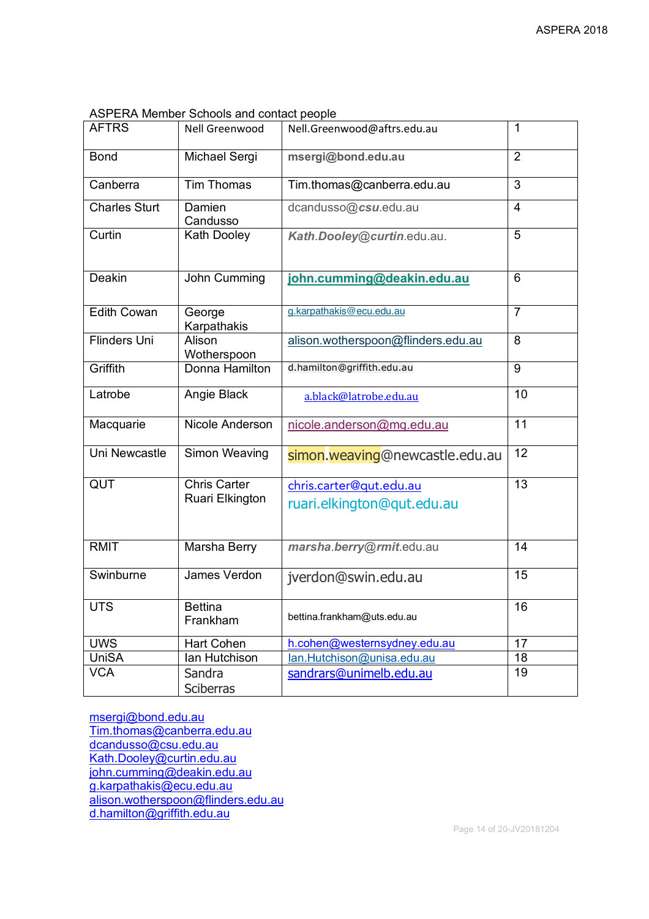ASPERA Member Schools and contact people

| AFTRS | Nell Greenwood | Nell.Greenwood@aftrs.edu.au | 1 |
|---|---|---|---|
| Bond | Michael Sergi | msergi@bond.edu.au | 2 |
| Canberra | Tim Thomas | Tim.thomas@canberra.edu.au | 3 |
| Charles Sturt | Damien Candusso | dcandusso@csu.edu.au | 4 |
| Curtin | Kath Dooley | Kath.Dooley@curtin.edu.au. | 5 |
| Deakin | John Cumming | john.cumming@deakin.edu.au | 6 |
| Edith Cowan | George Karpathakis | g.karpathakis@ecu.edu.au | 7 |
| Flinders Uni | Alison Wotherspoon | alison.wotherspoon@flinders.edu.au | 8 |
| Griffith | Donna Hamilton | d.hamilton@griffith.edu.au | 9 |
| Latrobe | Angie Black | a.black@latrobe.edu.au | 10 |
| Macquarie | Nicole Anderson | nicole.anderson@mq.edu.au | 11 |
| Uni Newcastle | Simon Weaving | simon.weaving@newcastle.edu.au | 12 |
| QUT | Chris Carter<br>Ruari Elkington | chris.carter@qut.edu.au<br>ruari.elkington@qut.edu.au | 13 |
| RMIT | Marsha Berry | marsha.berry@rmit.edu.au | 14 |
| Swinburne | James Verdon | jverdon@swin.edu.au | 15 |
| UTS | Bettina Frankham | bettina.frankham@uts.edu.au | 16 |
| UWS | Hart Cohen | h.cohen@westernsydney.edu.au | 17 |
| UniSA | Ian Hutchison | Ian.Hutchison@unisa.edu.au | 18 |
| VCA | Sandra Sciberras | sandrars@unimelb.edu.au | 19 |

msergi@bond.edu.au
Tim.thomas@canberra.edu.au
dcandusso@csu.edu.au
Kath.Dooley@curtin.edu.au
john.cumming@deakin.edu.au
g.karpathakis@ecu.edu.au
alison.wotherspoon@flinders.edu.au
d.hamilton@griffith.edu.au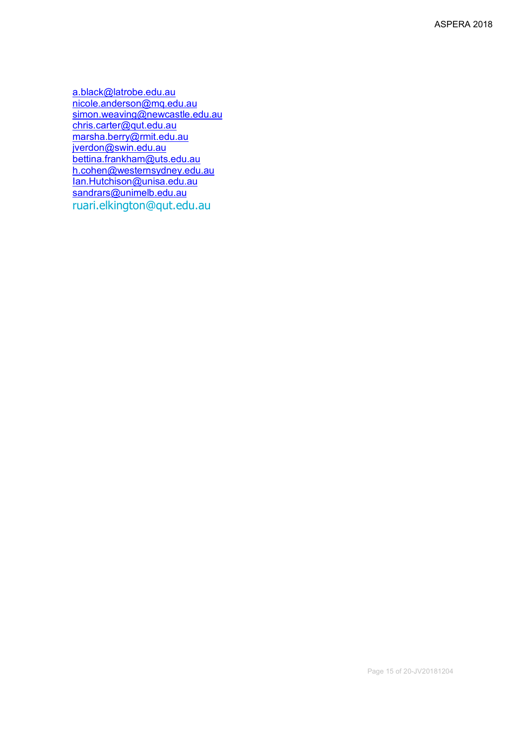a.black@latrobe.edu.au
nicole.anderson@mq.edu.au
simon.weaving@newcastle.edu.au
chris.carter@qut.edu.au
marsha.berry@rmit.edu.au
jverdon@swin.edu.au
bettina.frankham@uts.edu.au
h.cohen@westernsydney.edu.au
Ian.Hutchison@unisa.edu.au
sandrars@unimelb.edu.au
ruari.elkington@qut.edu.au